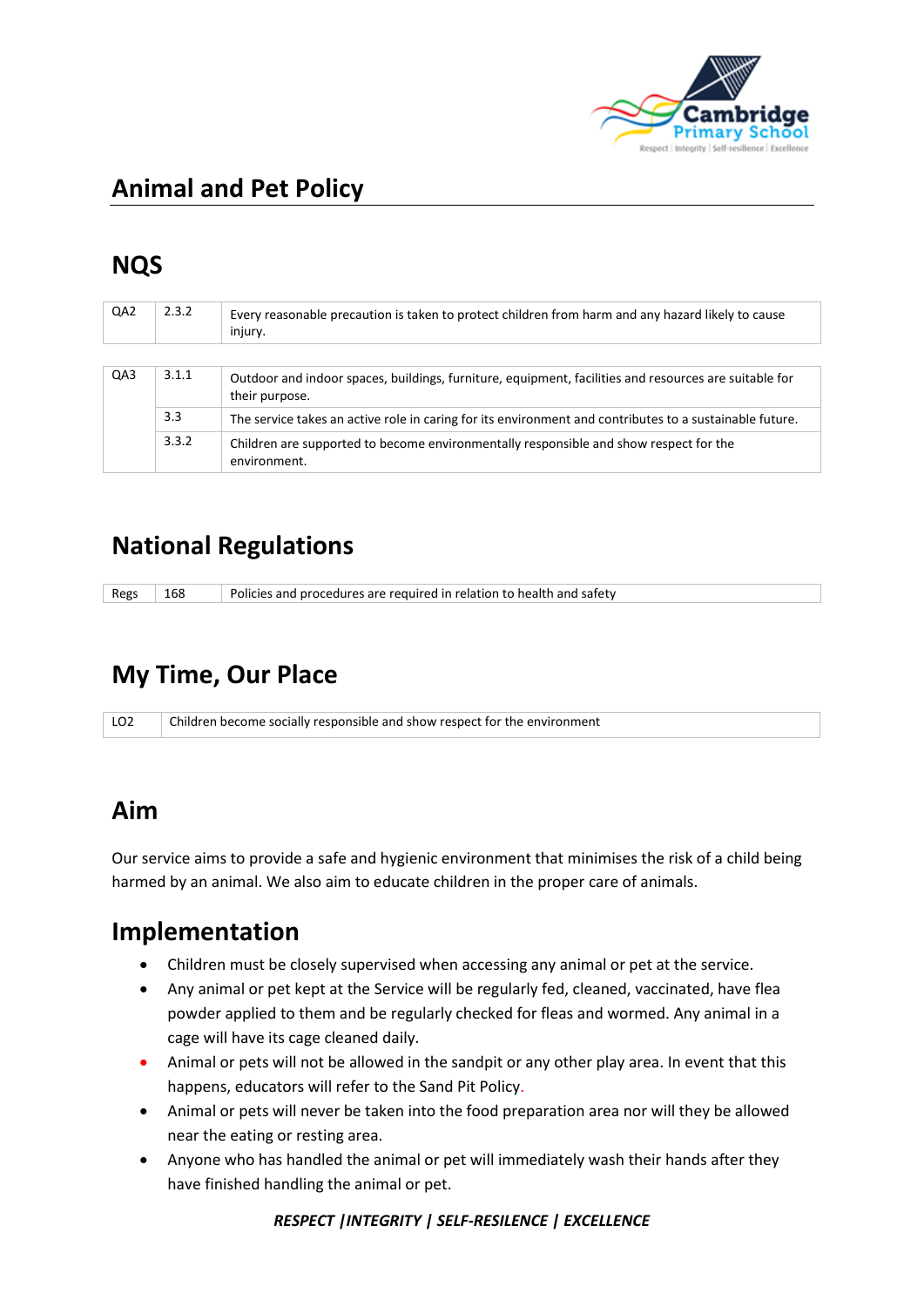# Animal and Pet Policy

## NQS

| | | |
|---|---|---|
| QA2 | 2.3.2 | Every reasonable precaution is taken to protect children from harm and any hazard likely to cause injury. |

| | | |
|---|---|---|
| QA3 | 3.1.1 | Outdoor and indoor spaces, buildings, furniture, equipment, facilities and resources are suitable for their purpose. |
| | 3.3 | The service takes an active role in caring for its environment and contributes to a sustainable future. |
| | 3.3.2 | Children are supported to become environmentally responsible and show respect for the environment. |

## National Regulations

| | | |
|---|---|---|
| Regs | 168 | Policies and procedures are required in relation to health and safety |

## My Time, Our Place

| | |
|---|---|
| LO2 | Children become socially responsible and show respect for the environment |

## Aim

Our service aims to provide a safe and hygienic environment that minimises the risk of a child being harmed by an animal. We also aim to educate children in the proper care of animals.

## Implementation

- Children must be closely supervised when accessing any animal or pet at the service.
- Any animal or pet kept at the Service will be regularly fed, cleaned, vaccinated, have flea powder applied to them and be regularly checked for fleas and wormed. Any animal in a cage will have its cage cleaned daily.
- Animal or pets will not be allowed in the sandpit or any other play area. In event that this happens, educators will refer to the Sand Pit Policy.
- Animal or pets will never be taken into the food preparation area nor will they be allowed near the eating or resting area.
- Anyone who has handled the animal or pet will immediately wash their hands after they have finished handling the animal or pet.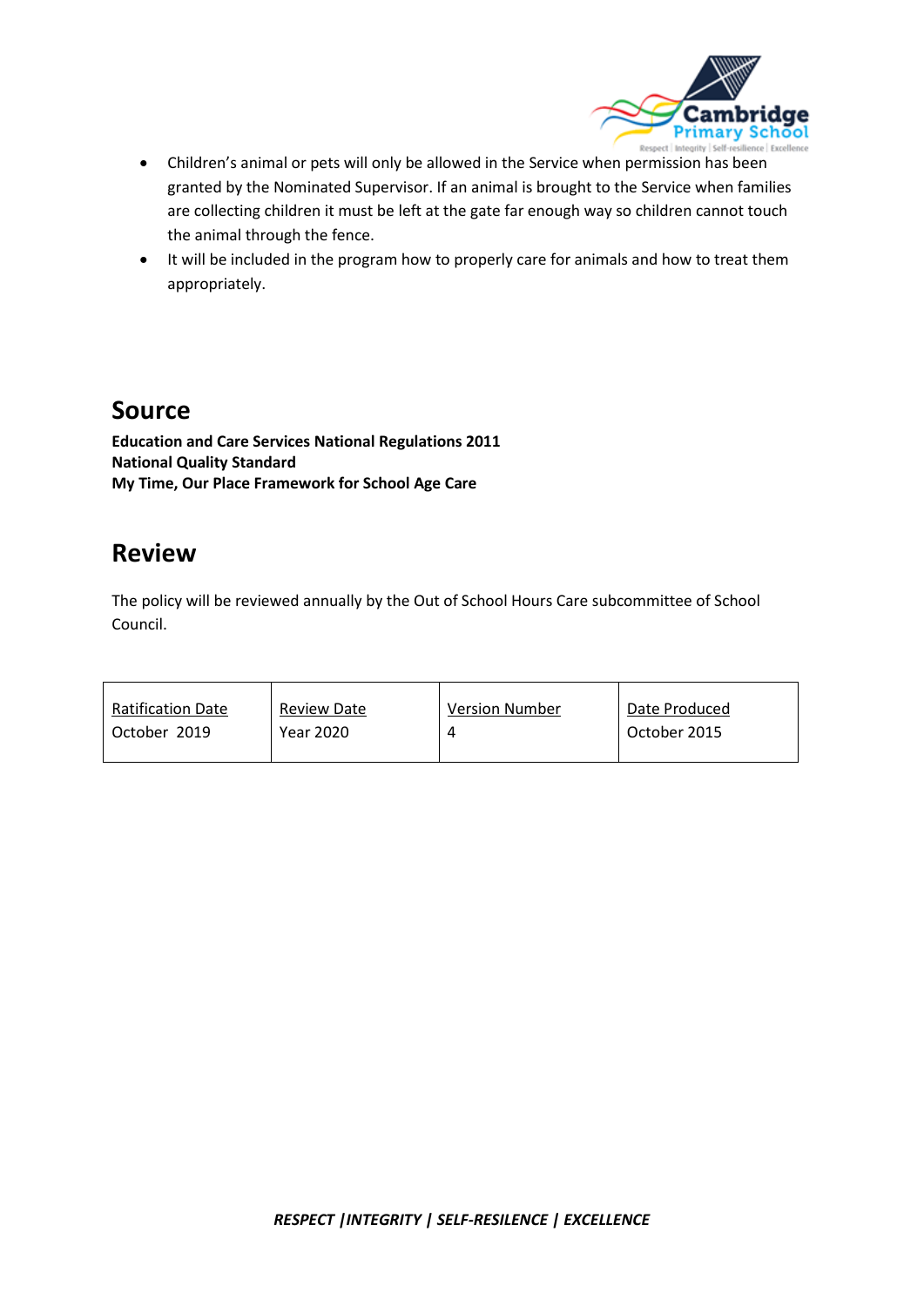- Children's animal or pets will only be allowed in the Service when permission has been granted by the Nominated Supervisor. If an animal is brought to the Service when families are collecting children it must be left at the gate far enough way so children cannot touch the animal through the fence.
- It will be included in the program how to properly care for animals and how to treat them appropriately.

## Source

**Education and Care Services National Regulations 2011**
**National Quality Standard**
**My Time, Our Place Framework for School Age Care**

## Review

The policy will be reviewed annually by the Out of School Hours Care subcommittee of School Council.

| Ratification Date | Review Date | Version Number | Date Produced |
|---|---|---|---|
| October 2019 | Year 2020 | 4 | October 2015 |